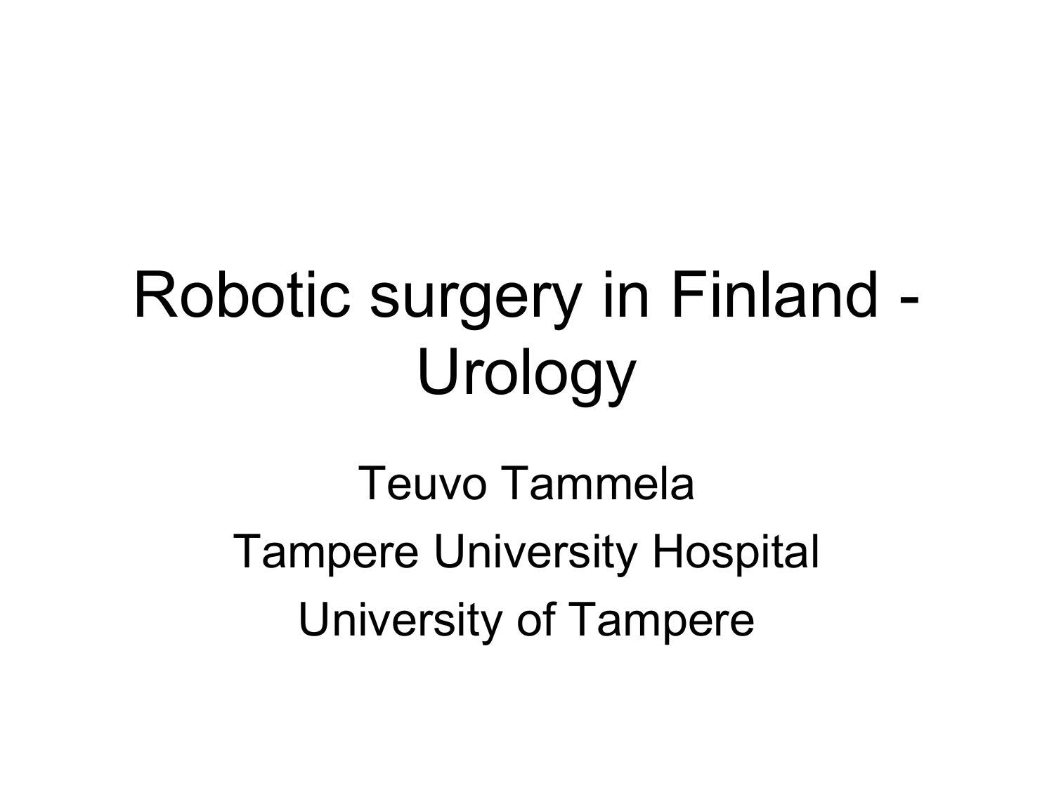# Robotic surgery in Finland - Urology

Teuvo Tammela

Tampere University Hospital

University of Tampere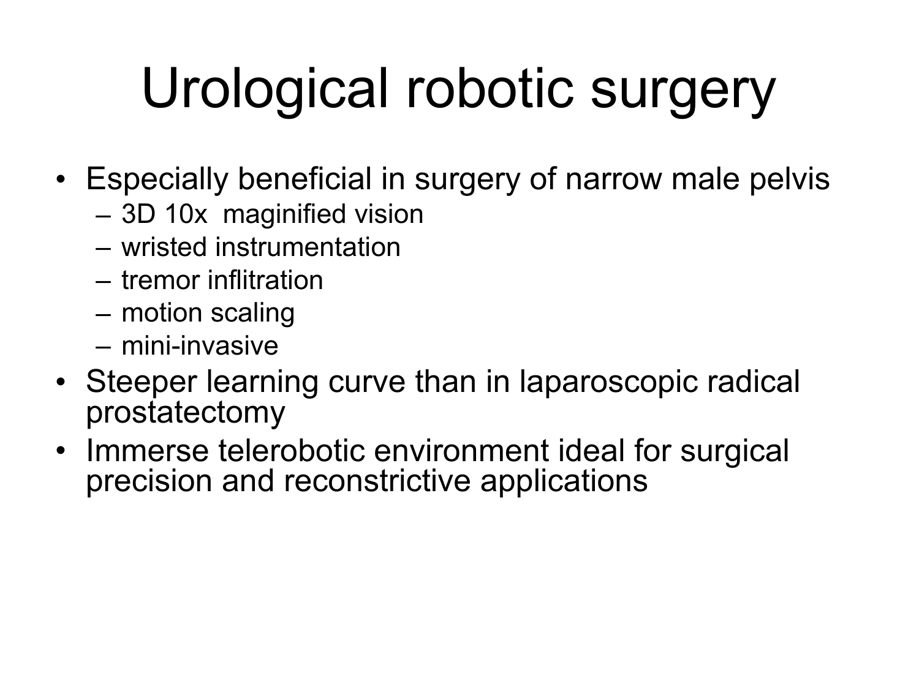# Urological robotic surgery

- Especially beneficial in surgery of narrow male pelvis
  - 3D 10x maginified vision
  - wristed instrumentation
  - tremor inflitration
  - motion scaling
  - mini-invasive
- Steeper learning curve than in laparoscopic radical prostatectomy
- Immerse telerobotic environment ideal for surgical precision and reconstrictive applications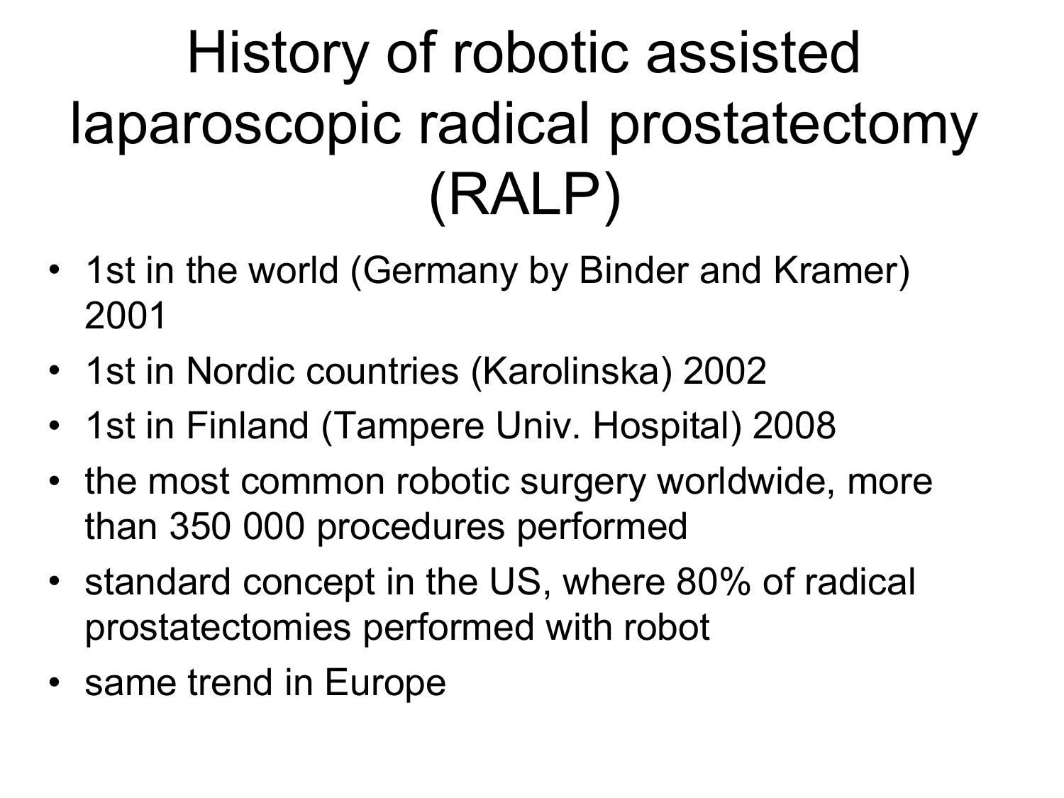# History of robotic assisted laparoscopic radical prostatectomy (RALP)

- 1st in the world (Germany by Binder and Kramer) 2001
- 1st in Nordic countries (Karolinska) 2002
- 1st in Finland (Tampere Univ. Hospital) 2008
- the most common robotic surgery worldwide, more than 350 000 procedures performed
- standard concept in the US, where 80% of radical prostatectomies performed with robot
- same trend in Europe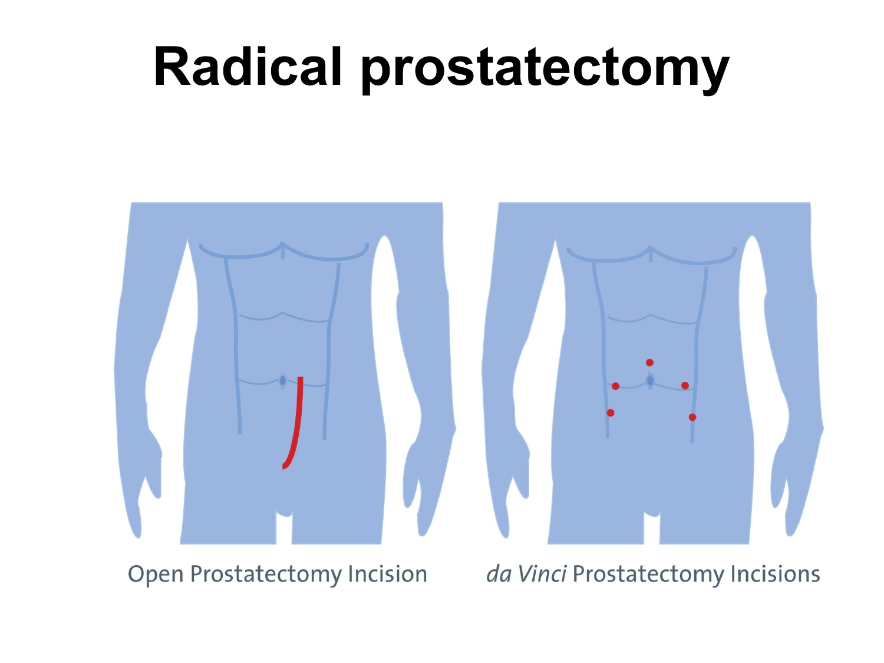# Radical prostatectomy

Open Prostatectomy Incision

*da Vinci* Prostatectomy Incisions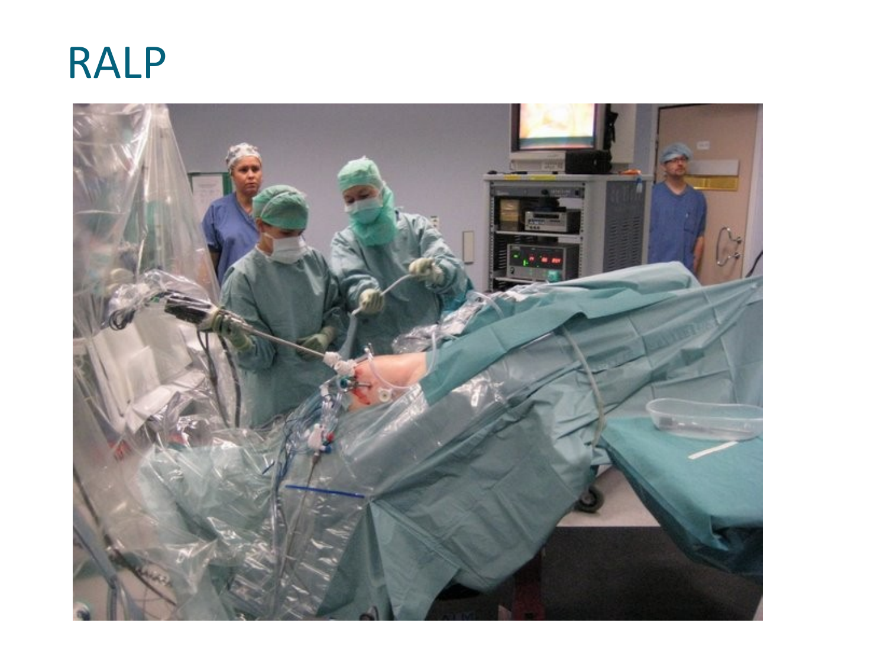# RALP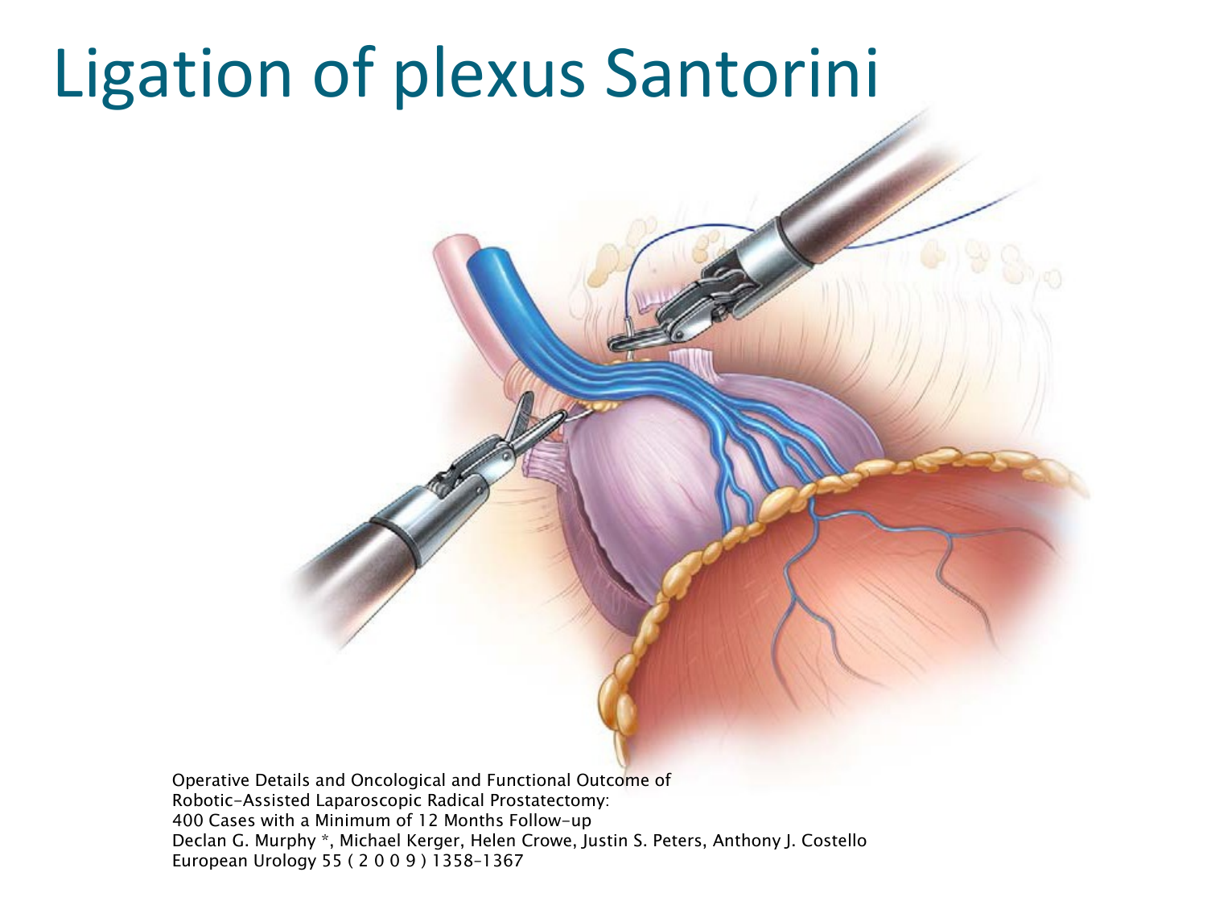# Ligation of plexus Santorini

Operative Details and Oncological and Functional Outcome of
Robotic-Assisted Laparoscopic Radical Prostatectomy:
400 Cases with a Minimum of 12 Months Follow-up
Declan G. Murphy *, Michael Kerger, Helen Crowe, Justin S. Peters, Anthony J. Costello
European Urology 55 ( 2 0 0 9 ) 1358–1367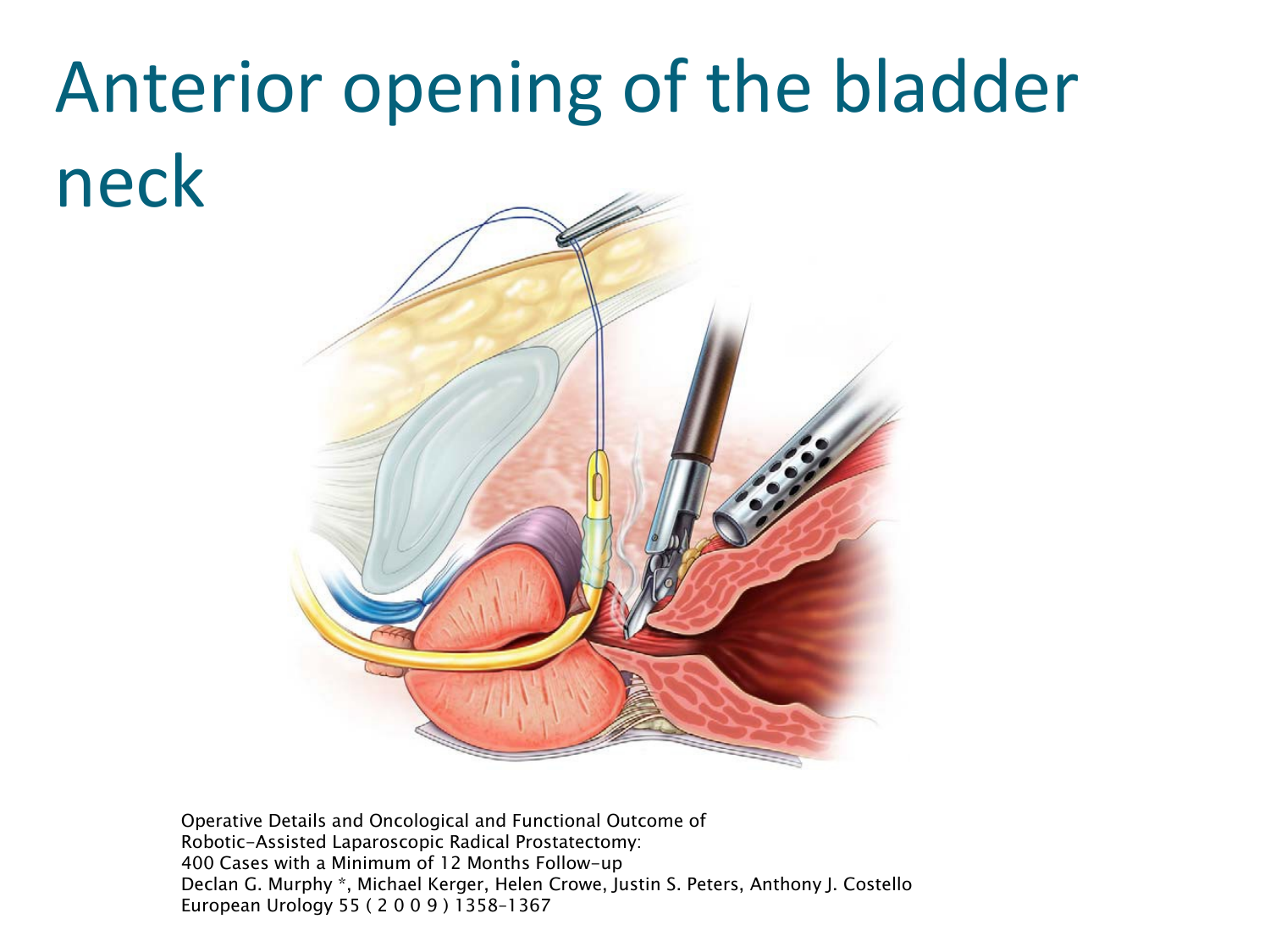# Anterior opening of the bladder neck

Operative Details and Oncological and Functional Outcome of
Robotic-Assisted Laparoscopic Radical Prostatectomy:
400 Cases with a Minimum of 12 Months Follow-up
Declan G. Murphy *, Michael Kerger, Helen Crowe, Justin S. Peters, Anthony J. Costello
European Urology 55 ( 2 0 0 9 ) 1358–1367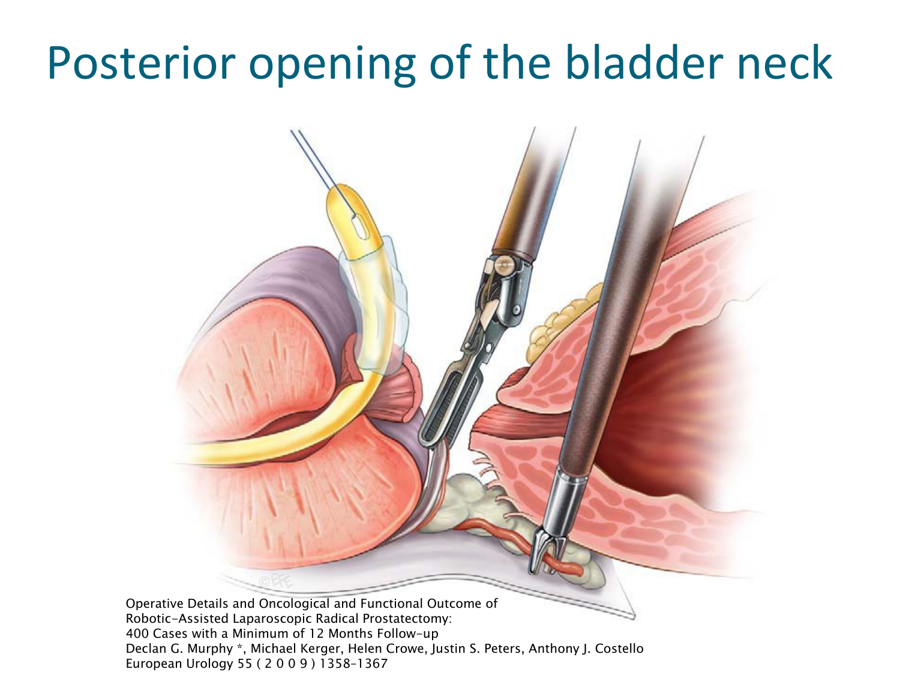# Posterior opening of the bladder neck

Operative Details and Oncological and Functional Outcome of Robotic-Assisted Laparoscopic Radical Prostatectomy: 400 Cases with a Minimum of 12 Months Follow-up
Declan G. Murphy *, Michael Kerger, Helen Crowe, Justin S. Peters, Anthony J. Costello
European Urology 55 ( 2 0 0 9 ) 1358–1367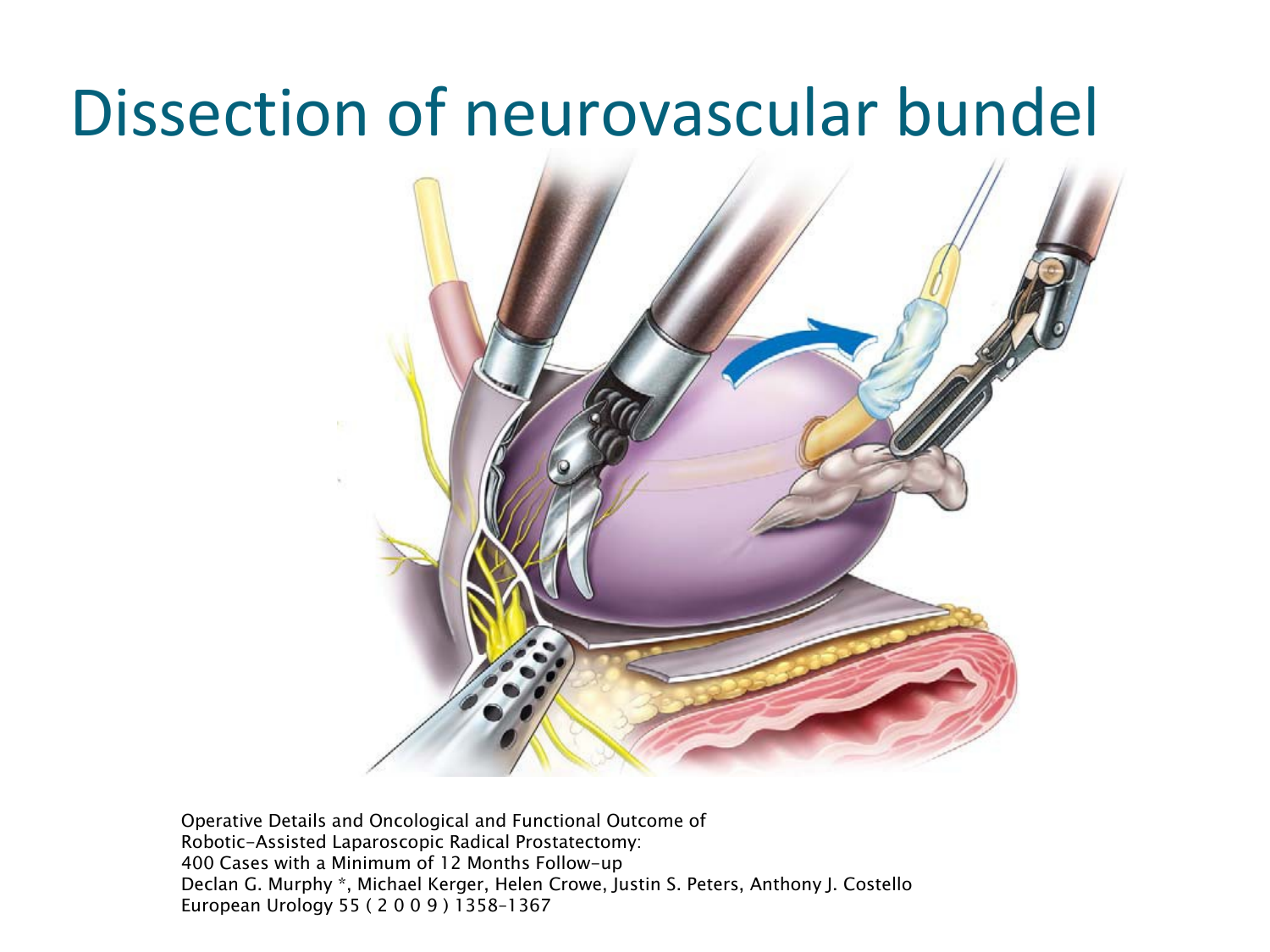# Dissection of neurovascular bundel

Operative Details and Oncological and Functional Outcome of
Robotic-Assisted Laparoscopic Radical Prostatectomy:
400 Cases with a Minimum of 12 Months Follow-up
Declan G. Murphy *, Michael Kerger, Helen Crowe, Justin S. Peters, Anthony J. Costello
European Urology 55 ( 2 0 0 9 ) 1358–1367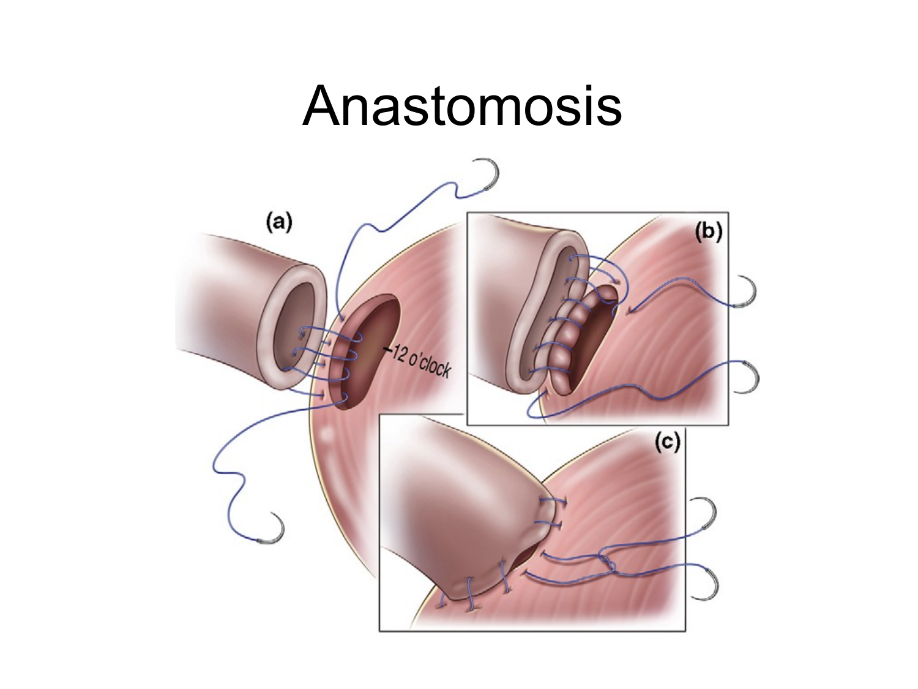# Anastomosis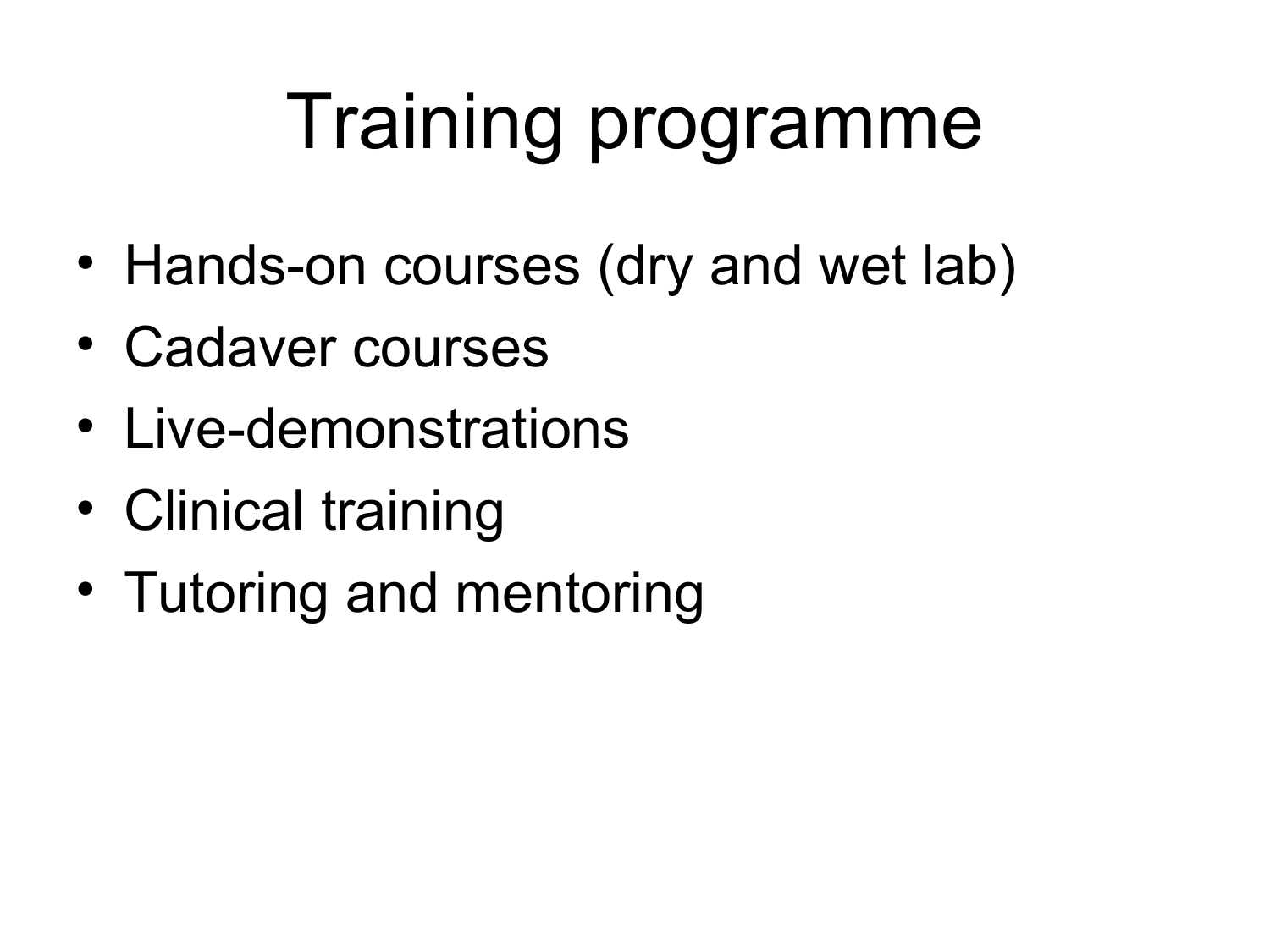# Training programme

- Hands-on courses (dry and wet lab)
- Cadaver courses
- Live-demonstrations
- Clinical training
- Tutoring and mentoring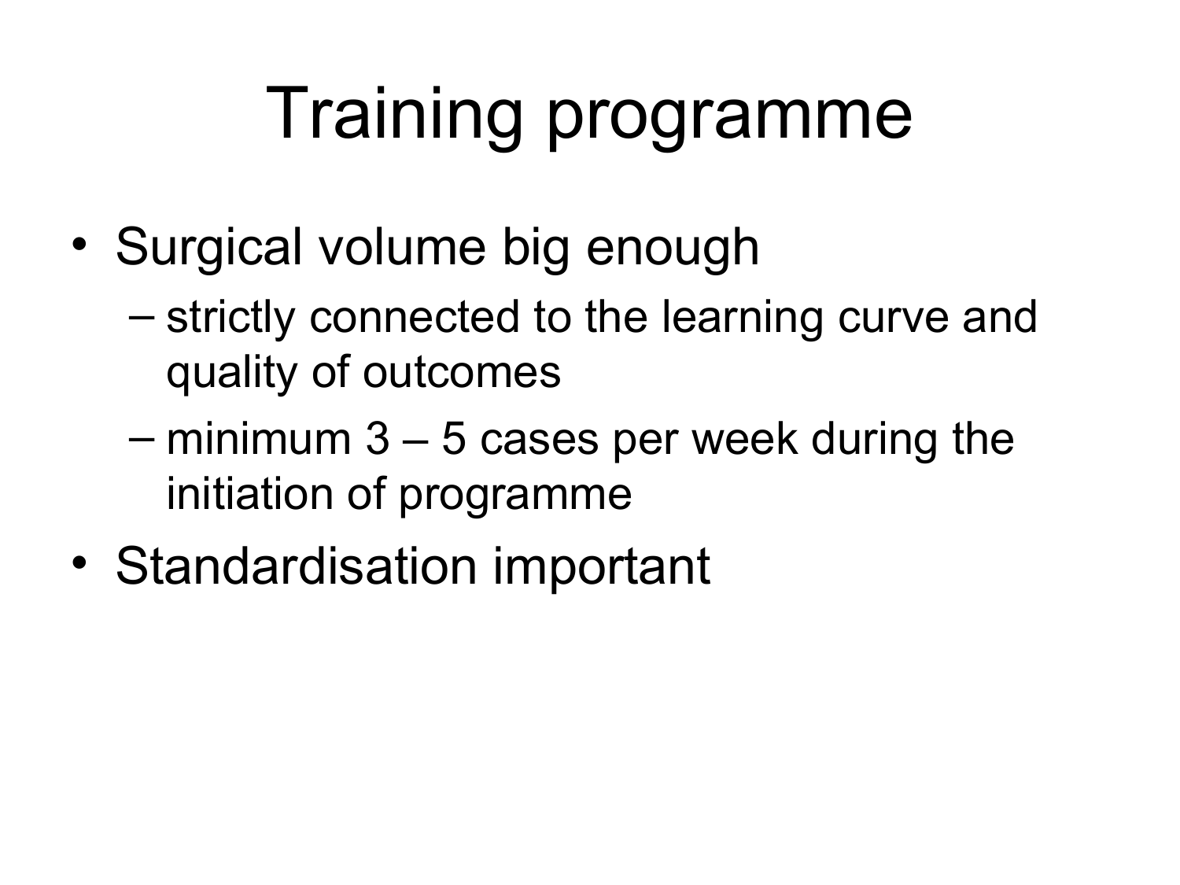# Training programme

- Surgical volume big enough
  - strictly connected to the learning curve and quality of outcomes
  - minimum 3 – 5 cases per week during the initiation of programme
- Standardisation important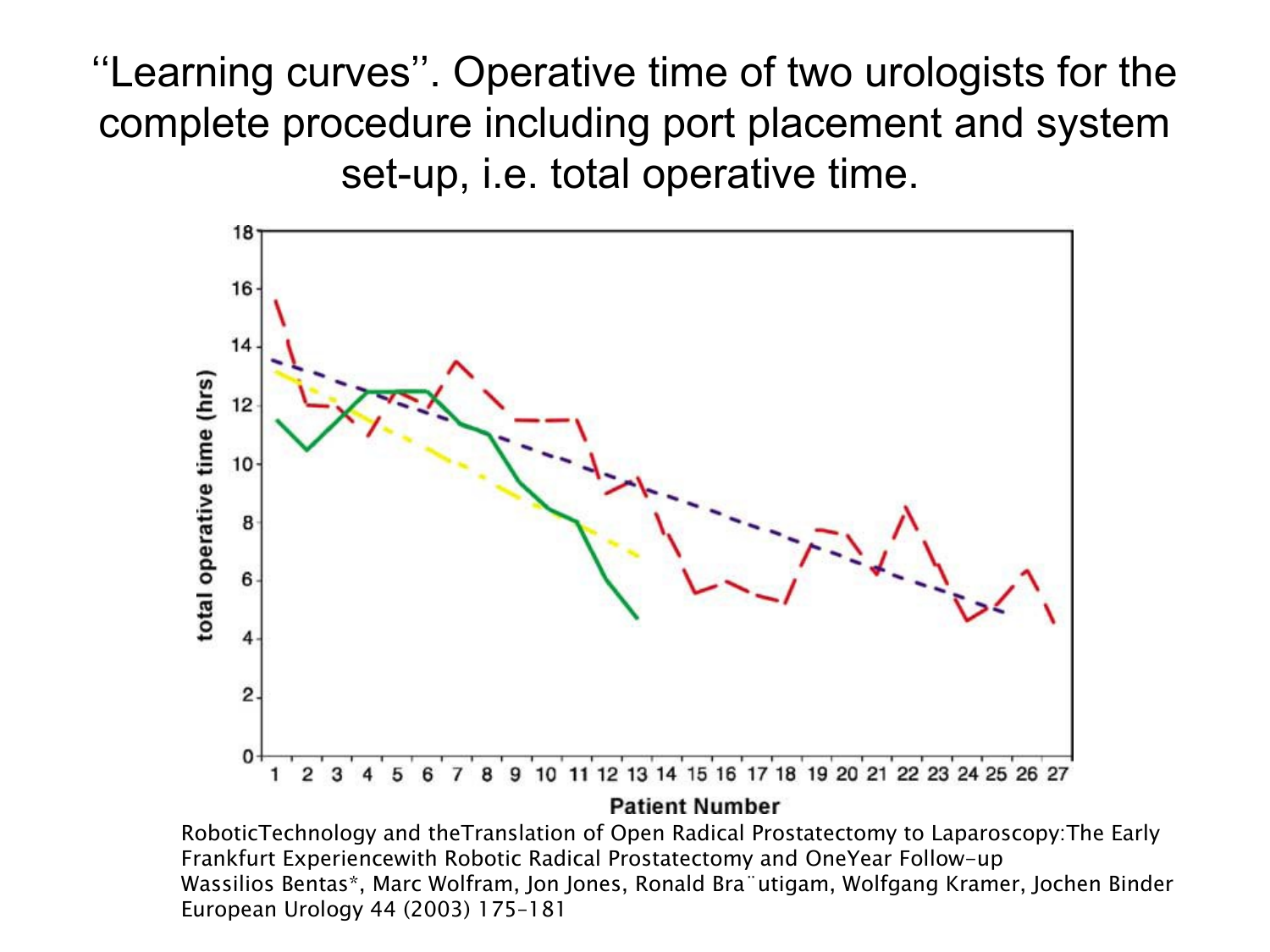# "Learning curves". Operative time of two urologists for the complete procedure including port placement and system set-up, i.e. total operative time.

RoboticTechnology and theTranslation of Open Radical Prostatectomy to Laparoscopy:The Early Frankfurt Experiencewith Robotic Radical Prostatectomy and OneYear Follow-up
Wassilios Bentas*, Marc Wolfram, Jon Jones, Ronald Bra¨utigam, Wolfgang Kramer, Jochen Binder
European Urology 44 (2003) 175–181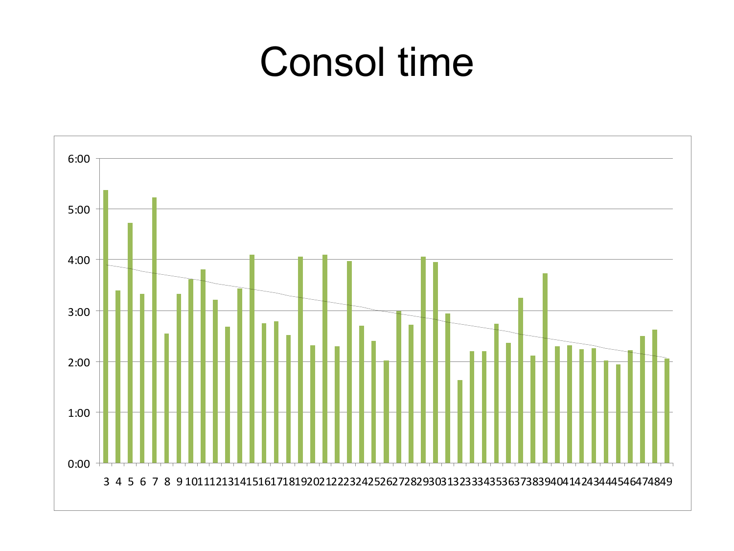# Consol time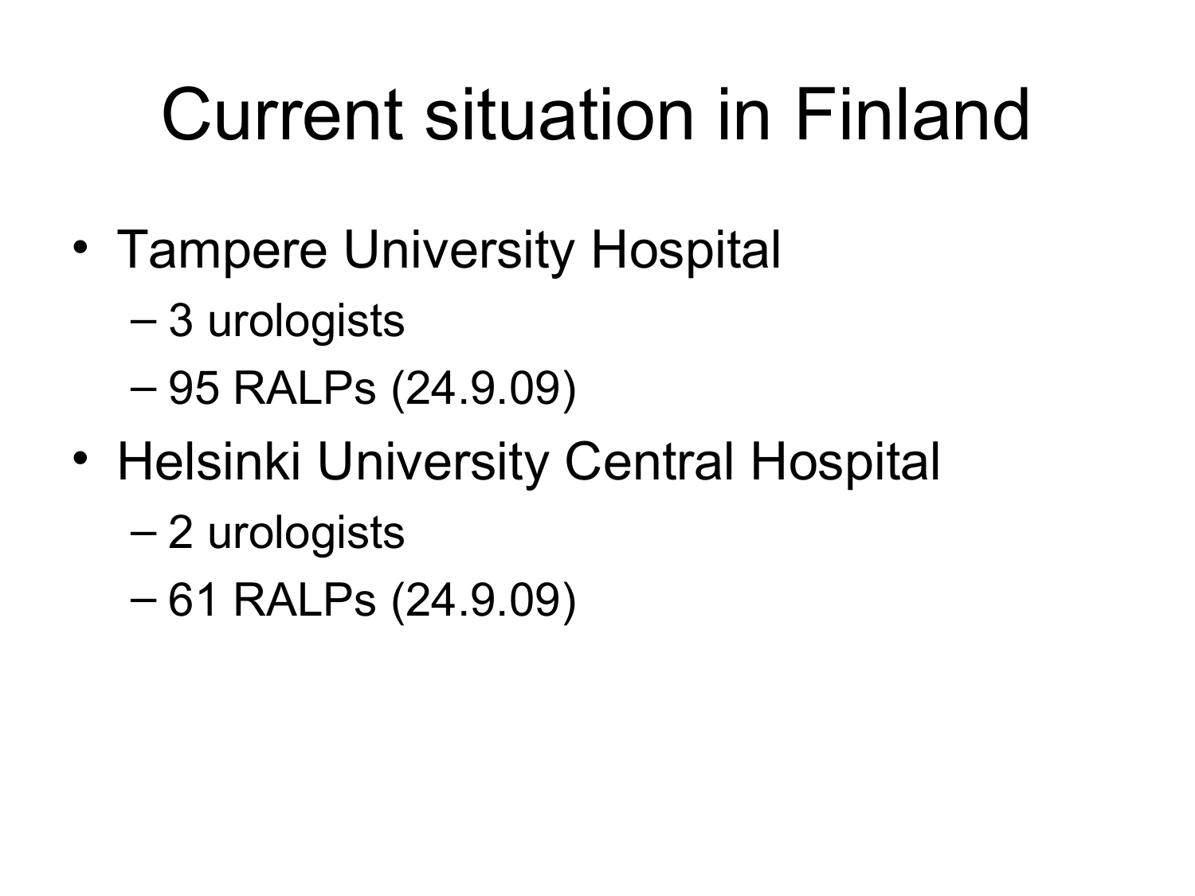# Current situation in Finland

- Tampere University Hospital
  - 3 urologists
  - 95 RALPs (24.9.09)
- Helsinki University Central Hospital
  - 2 urologists
  - 61 RALPs (24.9.09)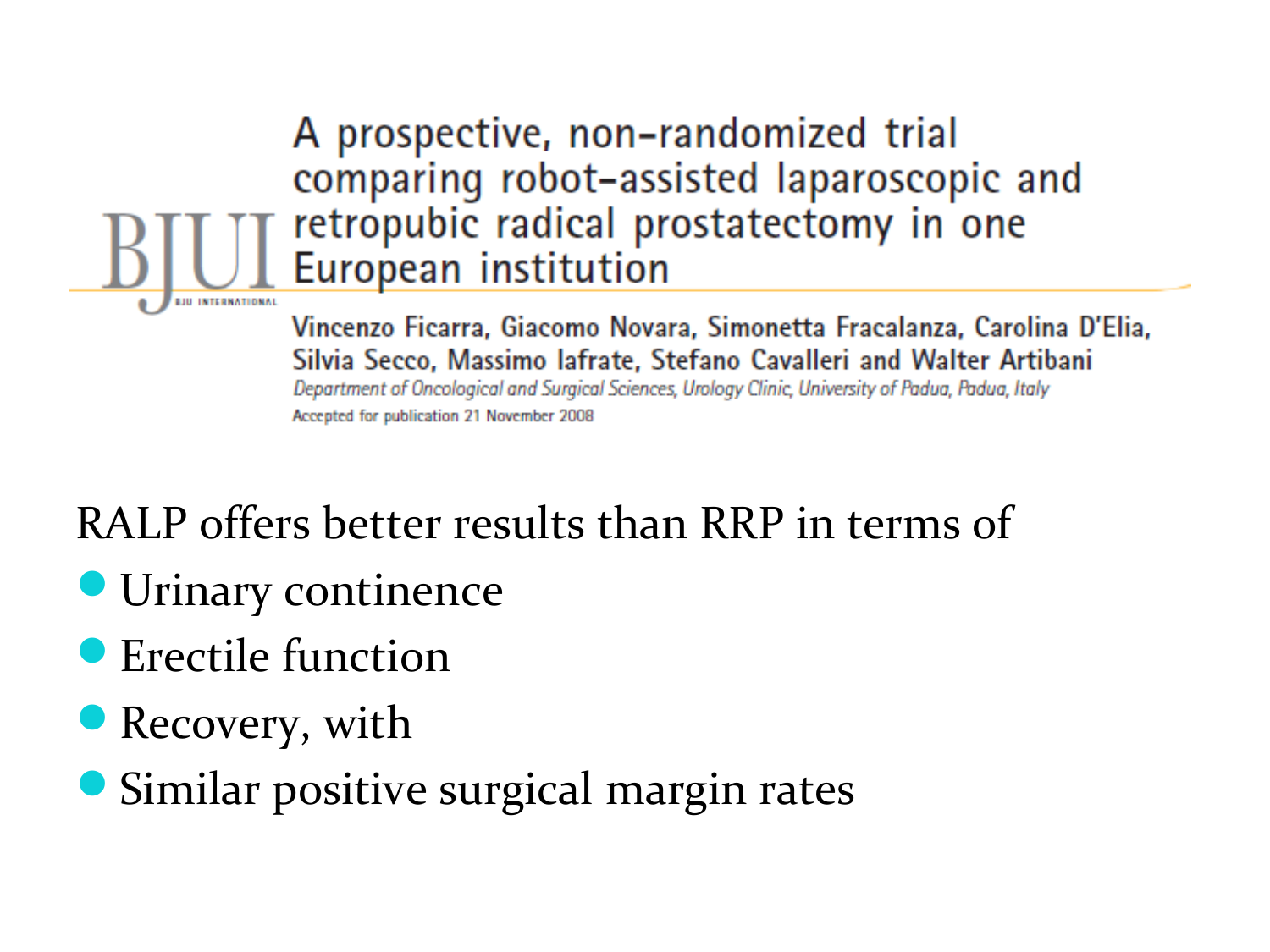BJUI
BJU INTERNATIONAL

# A prospective, non-randomized trial comparing robot-assisted laparoscopic and retropubic radical prostatectomy in one European institution

Vincenzo Ficarra, Giacomo Novara, Simonetta Fracalanza, Carolina D'Elia, Silvia Secco, Massimo Iafrate, Stefano Cavalleri and Walter Artibani

*Department of Oncological and Surgical Sciences, Urology Clinic, University of Padua, Padua, Italy*

Accepted for publication 21 November 2008

RALP offers better results than RRP in terms of

- Urinary continence
- Erectile function
- Recovery, with
- Similar positive surgical margin rates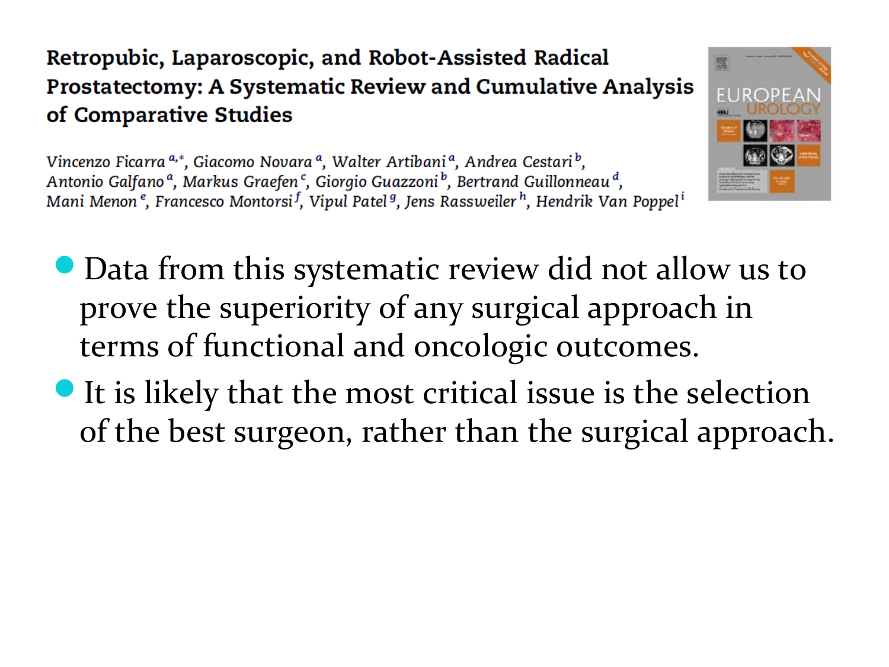**Retropubic, Laparoscopic, and Robot-Assisted Radical Prostatectomy: A Systematic Review and Cumulative Analysis of Comparative Studies**

*Vincenzo Ficarra*[a,*], *Giacomo Novara*[a], *Walter Artibani*[a], *Andrea Cestari*[b], *Antonio Galfano*[a], *Markus Graefen*[c], *Giorgio Guazzoni*[b], *Bertrand Guillonneau*[d], *Mani Menon*[e], *Francesco Montorsi*[f], *Vipul Patel*[g], *Jens Rassweiler*[h], *Hendrik Van Poppel*[i]

- Data from this systematic review did not allow us to prove the superiority of any surgical approach in terms of functional and oncologic outcomes.
- It is likely that the most critical issue is the selection of the best surgeon, rather than the surgical approach.